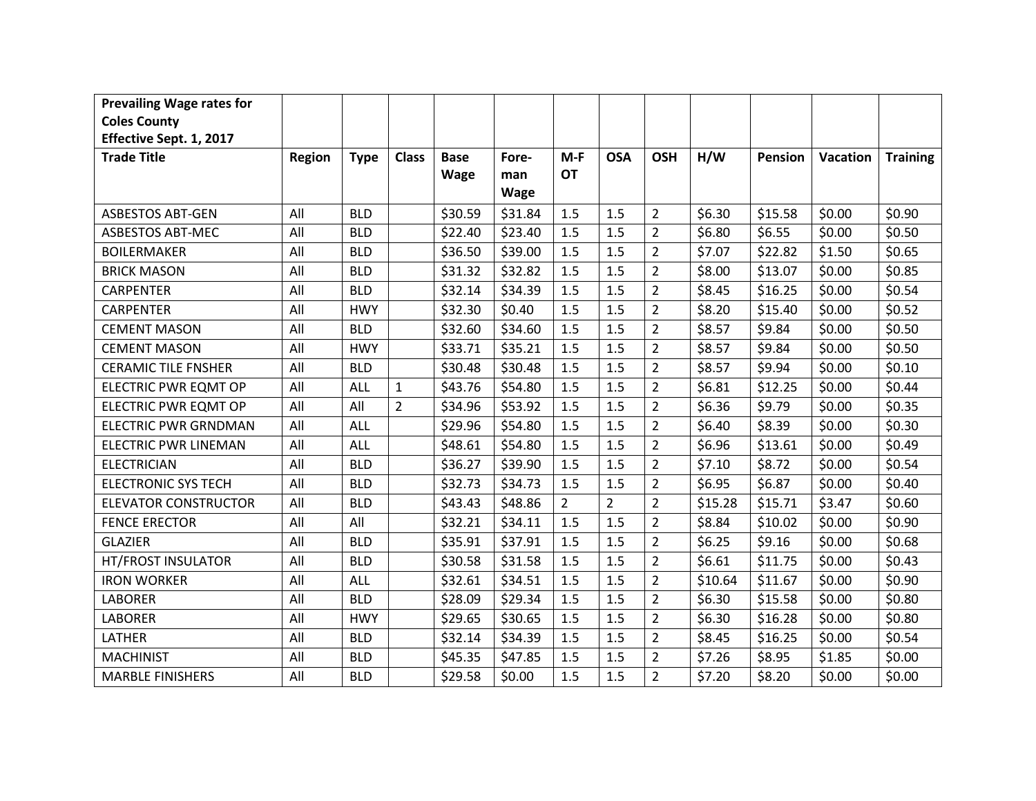| Prevailing Wage rates for Coles County Effective Sept. 1, 2017 | | | | | | | | | | | | |
|---|---|---|---|---|---|---|---|---|---|---|---|---|
| **Trade Title** | **Region** | **Type** | **Class** | **Base Wage** | **Fore-man Wage** | **M-F OT** | **OSA** | **OSH** | **H/W** | **Pension** | **Vacation** | **Training** |
| ASBESTOS ABT-GEN | All | BLD | | $30.59 | $31.84 | 1.5 | 1.5 | 2 | $6.30 | $15.58 | $0.00 | $0.90 |
| ASBESTOS ABT-MEC | All | BLD | | $22.40 | $23.40 | 1.5 | 1.5 | 2 | $6.80 | $6.55 | $0.00 | $0.50 |
| BOILERMAKER | All | BLD | | $36.50 | $39.00 | 1.5 | 1.5 | 2 | $7.07 | $22.82 | $1.50 | $0.65 |
| BRICK MASON | All | BLD | | $31.32 | $32.82 | 1.5 | 1.5 | 2 | $8.00 | $13.07 | $0.00 | $0.85 |
| CARPENTER | All | BLD | | $32.14 | $34.39 | 1.5 | 1.5 | 2 | $8.45 | $16.25 | $0.00 | $0.54 |
| CARPENTER | All | HWY | | $32.30 | $0.40 | 1.5 | 1.5 | 2 | $8.20 | $15.40 | $0.00 | $0.52 |
| CEMENT MASON | All | BLD | | $32.60 | $34.60 | 1.5 | 1.5 | 2 | $8.57 | $9.84 | $0.00 | $0.50 |
| CEMENT MASON | All | HWY | | $33.71 | $35.21 | 1.5 | 1.5 | 2 | $8.57 | $9.84 | $0.00 | $0.50 |
| CERAMIC TILE FNSHER | All | BLD | | $30.48 | $30.48 | 1.5 | 1.5 | 2 | $8.57 | $9.94 | $0.00 | $0.10 |
| ELECTRIC PWR EQMT OP | All | ALL | 1 | $43.76 | $54.80 | 1.5 | 1.5 | 2 | $6.81 | $12.25 | $0.00 | $0.44 |
| ELECTRIC PWR EQMT OP | All | All | 2 | $34.96 | $53.92 | 1.5 | 1.5 | 2 | $6.36 | $9.79 | $0.00 | $0.35 |
| ELECTRIC PWR GRNDMAN | All | ALL | | $29.96 | $54.80 | 1.5 | 1.5 | 2 | $6.40 | $8.39 | $0.00 | $0.30 |
| ELECTRIC PWR LINEMAN | All | ALL | | $48.61 | $54.80 | 1.5 | 1.5 | 2 | $6.96 | $13.61 | $0.00 | $0.49 |
| ELECTRICIAN | All | BLD | | $36.27 | $39.90 | 1.5 | 1.5 | 2 | $7.10 | $8.72 | $0.00 | $0.54 |
| ELECTRONIC SYS TECH | All | BLD | | $32.73 | $34.73 | 1.5 | 1.5 | 2 | $6.95 | $6.87 | $0.00 | $0.40 |
| ELEVATOR CONSTRUCTOR | All | BLD | | $43.43 | $48.86 | 2 | 2 | 2 | $15.28 | $15.71 | $3.47 | $0.60 |
| FENCE ERECTOR | All | All | | $32.21 | $34.11 | 1.5 | 1.5 | 2 | $8.84 | $10.02 | $0.00 | $0.90 |
| GLAZIER | All | BLD | | $35.91 | $37.91 | 1.5 | 1.5 | 2 | $6.25 | $9.16 | $0.00 | $0.68 |
| HT/FROST INSULATOR | All | BLD | | $30.58 | $31.58 | 1.5 | 1.5 | 2 | $6.61 | $11.75 | $0.00 | $0.43 |
| IRON WORKER | All | ALL | | $32.61 | $34.51 | 1.5 | 1.5 | 2 | $10.64 | $11.67 | $0.00 | $0.90 |
| LABORER | All | BLD | | $28.09 | $29.34 | 1.5 | 1.5 | 2 | $6.30 | $15.58 | $0.00 | $0.80 |
| LABORER | All | HWY | | $29.65 | $30.65 | 1.5 | 1.5 | 2 | $6.30 | $16.28 | $0.00 | $0.80 |
| LATHER | All | BLD | | $32.14 | $34.39 | 1.5 | 1.5 | 2 | $8.45 | $16.25 | $0.00 | $0.54 |
| MACHINIST | All | BLD | | $45.35 | $47.85 | 1.5 | 1.5 | 2 | $7.26 | $8.95 | $1.85 | $0.00 |
| MARBLE FINISHERS | All | BLD | | $29.58 | $0.00 | 1.5 | 1.5 | 2 | $7.20 | $8.20 | $0.00 | $0.00 |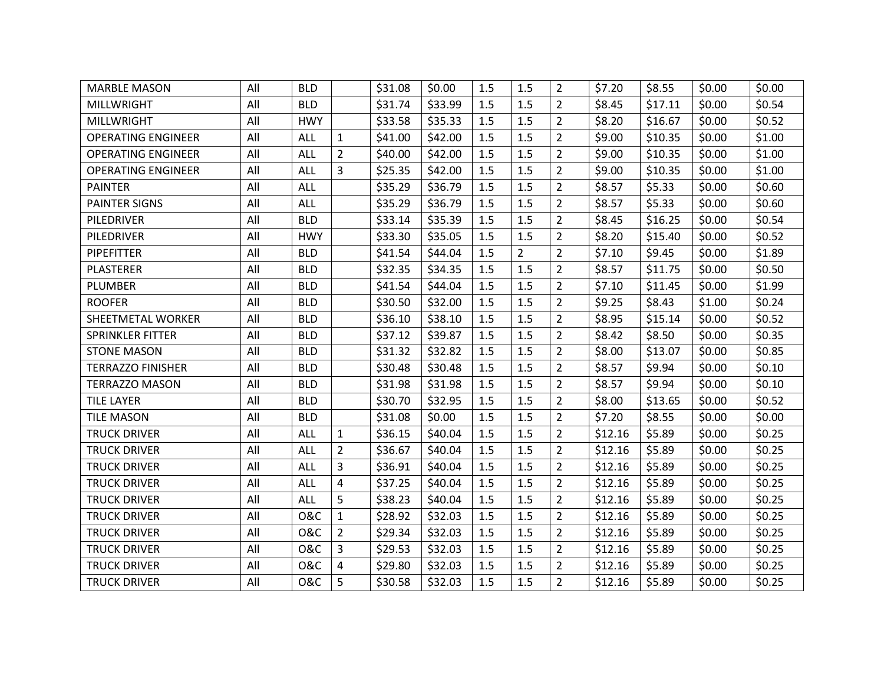| | | | | | | | | | | | | |
|---|---|---|---|---|---|---|---|---|---|---|---|---|
| MARBLE MASON | All | BLD | | $31.08 | $0.00 | 1.5 | 1.5 | 2 | $7.20 | $8.55 | $0.00 | $0.00 |
| MILLWRIGHT | All | BLD | | $31.74 | $33.99 | 1.5 | 1.5 | 2 | $8.45 | $17.11 | $0.00 | $0.54 |
| MILLWRIGHT | All | HWY | | $33.58 | $35.33 | 1.5 | 1.5 | 2 | $8.20 | $16.67 | $0.00 | $0.52 |
| OPERATING ENGINEER | All | ALL | 1 | $41.00 | $42.00 | 1.5 | 1.5 | 2 | $9.00 | $10.35 | $0.00 | $1.00 |
| OPERATING ENGINEER | All | ALL | 2 | $40.00 | $42.00 | 1.5 | 1.5 | 2 | $9.00 | $10.35 | $0.00 | $1.00 |
| OPERATING ENGINEER | All | ALL | 3 | $25.35 | $42.00 | 1.5 | 1.5 | 2 | $9.00 | $10.35 | $0.00 | $1.00 |
| PAINTER | All | ALL | | $35.29 | $36.79 | 1.5 | 1.5 | 2 | $8.57 | $5.33 | $0.00 | $0.60 |
| PAINTER SIGNS | All | ALL | | $35.29 | $36.79 | 1.5 | 1.5 | 2 | $8.57 | $5.33 | $0.00 | $0.60 |
| PILEDRIVER | All | BLD | | $33.14 | $35.39 | 1.5 | 1.5 | 2 | $8.45 | $16.25 | $0.00 | $0.54 |
| PILEDRIVER | All | HWY | | $33.30 | $35.05 | 1.5 | 1.5 | 2 | $8.20 | $15.40 | $0.00 | $0.52 |
| PIPEFITTER | All | BLD | | $41.54 | $44.04 | 1.5 | 2 | 2 | $7.10 | $9.45 | $0.00 | $1.89 |
| PLASTERER | All | BLD | | $32.35 | $34.35 | 1.5 | 1.5 | 2 | $8.57 | $11.75 | $0.00 | $0.50 |
| PLUMBER | All | BLD | | $41.54 | $44.04 | 1.5 | 1.5 | 2 | $7.10 | $11.45 | $0.00 | $1.99 |
| ROOFER | All | BLD | | $30.50 | $32.00 | 1.5 | 1.5 | 2 | $9.25 | $8.43 | $1.00 | $0.24 |
| SHEETMETAL WORKER | All | BLD | | $36.10 | $38.10 | 1.5 | 1.5 | 2 | $8.95 | $15.14 | $0.00 | $0.52 |
| SPRINKLER FITTER | All | BLD | | $37.12 | $39.87 | 1.5 | 1.5 | 2 | $8.42 | $8.50 | $0.00 | $0.35 |
| STONE MASON | All | BLD | | $31.32 | $32.82 | 1.5 | 1.5 | 2 | $8.00 | $13.07 | $0.00 | $0.85 |
| TERRAZZO FINISHER | All | BLD | | $30.48 | $30.48 | 1.5 | 1.5 | 2 | $8.57 | $9.94 | $0.00 | $0.10 |
| TERRAZZO MASON | All | BLD | | $31.98 | $31.98 | 1.5 | 1.5 | 2 | $8.57 | $9.94 | $0.00 | $0.10 |
| TILE LAYER | All | BLD | | $30.70 | $32.95 | 1.5 | 1.5 | 2 | $8.00 | $13.65 | $0.00 | $0.52 |
| TILE MASON | All | BLD | | $31.08 | $0.00 | 1.5 | 1.5 | 2 | $7.20 | $8.55 | $0.00 | $0.00 |
| TRUCK DRIVER | All | ALL | 1 | $36.15 | $40.04 | 1.5 | 1.5 | 2 | $12.16 | $5.89 | $0.00 | $0.25 |
| TRUCK DRIVER | All | ALL | 2 | $36.67 | $40.04 | 1.5 | 1.5 | 2 | $12.16 | $5.89 | $0.00 | $0.25 |
| TRUCK DRIVER | All | ALL | 3 | $36.91 | $40.04 | 1.5 | 1.5 | 2 | $12.16 | $5.89 | $0.00 | $0.25 |
| TRUCK DRIVER | All | ALL | 4 | $37.25 | $40.04 | 1.5 | 1.5 | 2 | $12.16 | $5.89 | $0.00 | $0.25 |
| TRUCK DRIVER | All | ALL | 5 | $38.23 | $40.04 | 1.5 | 1.5 | 2 | $12.16 | $5.89 | $0.00 | $0.25 |
| TRUCK DRIVER | All | O&C | 1 | $28.92 | $32.03 | 1.5 | 1.5 | 2 | $12.16 | $5.89 | $0.00 | $0.25 |
| TRUCK DRIVER | All | O&C | 2 | $29.34 | $32.03 | 1.5 | 1.5 | 2 | $12.16 | $5.89 | $0.00 | $0.25 |
| TRUCK DRIVER | All | O&C | 3 | $29.53 | $32.03 | 1.5 | 1.5 | 2 | $12.16 | $5.89 | $0.00 | $0.25 |
| TRUCK DRIVER | All | O&C | 4 | $29.80 | $32.03 | 1.5 | 1.5 | 2 | $12.16 | $5.89 | $0.00 | $0.25 |
| TRUCK DRIVER | All | O&C | 5 | $30.58 | $32.03 | 1.5 | 1.5 | 2 | $12.16 | $5.89 | $0.00 | $0.25 |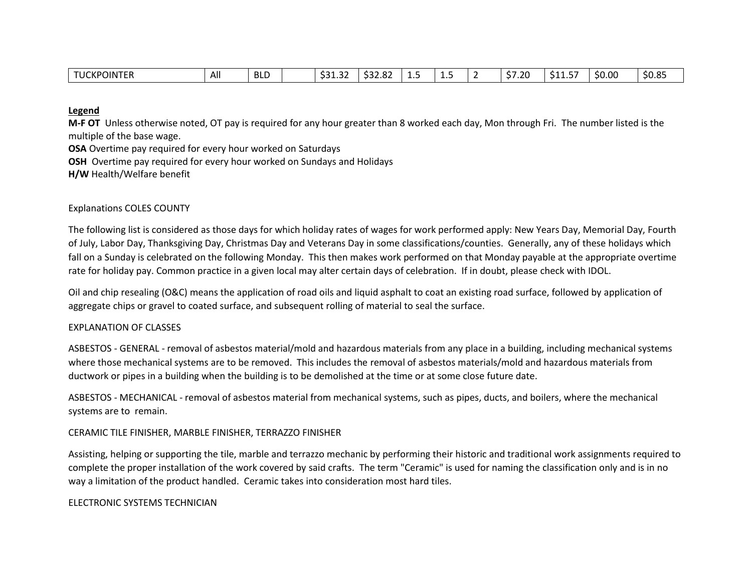| TUCKPOINTER | All | BLD | | $31.32 | $32.82 | 1.5 | 1.5 | 2 | $7.20 | $11.57 | $0.00 | $0.85 |
|---|---|---|---|---|---|---|---|---|---|---|---|---|

**Legend**

**M-F OT** Unless otherwise noted, OT pay is required for any hour greater than 8 worked each day, Mon through Fri. The number listed is the multiple of the base wage.

**OSA** Overtime pay required for every hour worked on Saturdays

**OSH** Overtime pay required for every hour worked on Sundays and Holidays

**H/W** Health/Welfare benefit

Explanations COLES COUNTY

The following list is considered as those days for which holiday rates of wages for work performed apply: New Years Day, Memorial Day, Fourth of July, Labor Day, Thanksgiving Day, Christmas Day and Veterans Day in some classifications/counties. Generally, any of these holidays which fall on a Sunday is celebrated on the following Monday. This then makes work performed on that Monday payable at the appropriate overtime rate for holiday pay. Common practice in a given local may alter certain days of celebration. If in doubt, please check with IDOL.

Oil and chip resealing (O&C) means the application of road oils and liquid asphalt to coat an existing road surface, followed by application of aggregate chips or gravel to coated surface, and subsequent rolling of material to seal the surface.

EXPLANATION OF CLASSES

ASBESTOS - GENERAL - removal of asbestos material/mold and hazardous materials from any place in a building, including mechanical systems where those mechanical systems are to be removed. This includes the removal of asbestos materials/mold and hazardous materials from ductwork or pipes in a building when the building is to be demolished at the time or at some close future date.

ASBESTOS - MECHANICAL - removal of asbestos material from mechanical systems, such as pipes, ducts, and boilers, where the mechanical systems are to remain.

CERAMIC TILE FINISHER, MARBLE FINISHER, TERRAZZO FINISHER

Assisting, helping or supporting the tile, marble and terrazzo mechanic by performing their historic and traditional work assignments required to complete the proper installation of the work covered by said crafts. The term "Ceramic" is used for naming the classification only and is in no way a limitation of the product handled. Ceramic takes into consideration most hard tiles.

ELECTRONIC SYSTEMS TECHNICIAN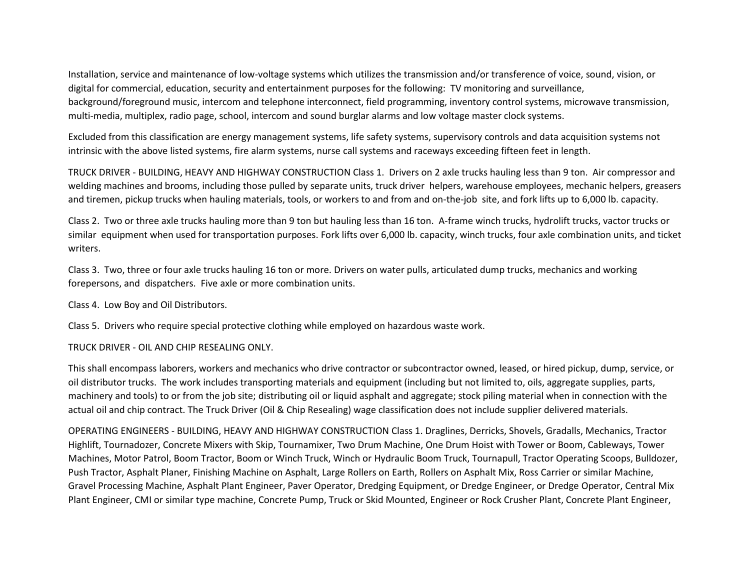Installation, service and maintenance of low-voltage systems which utilizes the transmission and/or transference of voice, sound, vision, or digital for commercial, education, security and entertainment purposes for the following: TV monitoring and surveillance, background/foreground music, intercom and telephone interconnect, field programming, inventory control systems, microwave transmission, multi-media, multiplex, radio page, school, intercom and sound burglar alarms and low voltage master clock systems.

Excluded from this classification are energy management systems, life safety systems, supervisory controls and data acquisition systems not intrinsic with the above listed systems, fire alarm systems, nurse call systems and raceways exceeding fifteen feet in length.

TRUCK DRIVER - BUILDING, HEAVY AND HIGHWAY CONSTRUCTION Class 1. Drivers on 2 axle trucks hauling less than 9 ton. Air compressor and welding machines and brooms, including those pulled by separate units, truck driver helpers, warehouse employees, mechanic helpers, greasers and tiremen, pickup trucks when hauling materials, tools, or workers to and from and on-the-job site, and fork lifts up to 6,000 lb. capacity.

Class 2. Two or three axle trucks hauling more than 9 ton but hauling less than 16 ton. A-frame winch trucks, hydrolift trucks, vactor trucks or similar equipment when used for transportation purposes. Fork lifts over 6,000 lb. capacity, winch trucks, four axle combination units, and ticket writers.

Class 3. Two, three or four axle trucks hauling 16 ton or more. Drivers on water pulls, articulated dump trucks, mechanics and working forepersons, and dispatchers. Five axle or more combination units.

Class 4. Low Boy and Oil Distributors.

Class 5. Drivers who require special protective clothing while employed on hazardous waste work.

TRUCK DRIVER - OIL AND CHIP RESEALING ONLY.

This shall encompass laborers, workers and mechanics who drive contractor or subcontractor owned, leased, or hired pickup, dump, service, or oil distributor trucks. The work includes transporting materials and equipment (including but not limited to, oils, aggregate supplies, parts, machinery and tools) to or from the job site; distributing oil or liquid asphalt and aggregate; stock piling material when in connection with the actual oil and chip contract. The Truck Driver (Oil & Chip Resealing) wage classification does not include supplier delivered materials.

OPERATING ENGINEERS - BUILDING, HEAVY AND HIGHWAY CONSTRUCTION Class 1. Draglines, Derricks, Shovels, Gradalls, Mechanics, Tractor Highlift, Tournadozer, Concrete Mixers with Skip, Tournamixer, Two Drum Machine, One Drum Hoist with Tower or Boom, Cableways, Tower Machines, Motor Patrol, Boom Tractor, Boom or Winch Truck, Winch or Hydraulic Boom Truck, Tournapull, Tractor Operating Scoops, Bulldozer, Push Tractor, Asphalt Planer, Finishing Machine on Asphalt, Large Rollers on Earth, Rollers on Asphalt Mix, Ross Carrier or similar Machine, Gravel Processing Machine, Asphalt Plant Engineer, Paver Operator, Dredging Equipment, or Dredge Engineer, or Dredge Operator, Central Mix Plant Engineer, CMI or similar type machine, Concrete Pump, Truck or Skid Mounted, Engineer or Rock Crusher Plant, Concrete Plant Engineer,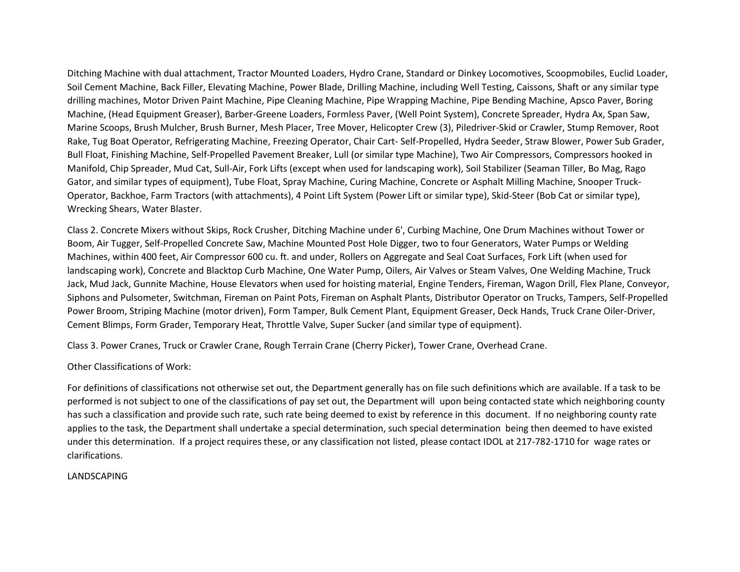Ditching Machine with dual attachment, Tractor Mounted Loaders, Hydro Crane, Standard or Dinkey Locomotives, Scoopmobiles, Euclid Loader, Soil Cement Machine, Back Filler, Elevating Machine, Power Blade, Drilling Machine, including Well Testing, Caissons, Shaft or any similar type drilling machines, Motor Driven Paint Machine, Pipe Cleaning Machine, Pipe Wrapping Machine, Pipe Bending Machine, Apsco Paver, Boring Machine, (Head Equipment Greaser), Barber-Greene Loaders, Formless Paver, (Well Point System), Concrete Spreader, Hydra Ax, Span Saw, Marine Scoops, Brush Mulcher, Brush Burner, Mesh Placer, Tree Mover, Helicopter Crew (3), Piledriver-Skid or Crawler, Stump Remover, Root Rake, Tug Boat Operator, Refrigerating Machine, Freezing Operator, Chair Cart- Self-Propelled, Hydra Seeder, Straw Blower, Power Sub Grader, Bull Float, Finishing Machine, Self-Propelled Pavement Breaker, Lull (or similar type Machine), Two Air Compressors, Compressors hooked in Manifold, Chip Spreader, Mud Cat, Sull-Air, Fork Lifts (except when used for landscaping work), Soil Stabilizer (Seaman Tiller, Bo Mag, Rago Gator, and similar types of equipment), Tube Float, Spray Machine, Curing Machine, Concrete or Asphalt Milling Machine, Snooper Truck-Operator, Backhoe, Farm Tractors (with attachments), 4 Point Lift System (Power Lift or similar type), Skid-Steer (Bob Cat or similar type), Wrecking Shears, Water Blaster.

Class 2. Concrete Mixers without Skips, Rock Crusher, Ditching Machine under 6', Curbing Machine, One Drum Machines without Tower or Boom, Air Tugger, Self-Propelled Concrete Saw, Machine Mounted Post Hole Digger, two to four Generators, Water Pumps or Welding Machines, within 400 feet, Air Compressor 600 cu. ft. and under, Rollers on Aggregate and Seal Coat Surfaces, Fork Lift (when used for landscaping work), Concrete and Blacktop Curb Machine, One Water Pump, Oilers, Air Valves or Steam Valves, One Welding Machine, Truck Jack, Mud Jack, Gunnite Machine, House Elevators when used for hoisting material, Engine Tenders, Fireman, Wagon Drill, Flex Plane, Conveyor, Siphons and Pulsometer, Switchman, Fireman on Paint Pots, Fireman on Asphalt Plants, Distributor Operator on Trucks, Tampers, Self-Propelled Power Broom, Striping Machine (motor driven), Form Tamper, Bulk Cement Plant, Equipment Greaser, Deck Hands, Truck Crane Oiler-Driver, Cement Blimps, Form Grader, Temporary Heat, Throttle Valve, Super Sucker (and similar type of equipment).

Class 3. Power Cranes, Truck or Crawler Crane, Rough Terrain Crane (Cherry Picker), Tower Crane, Overhead Crane.

Other Classifications of Work:

For definitions of classifications not otherwise set out, the Department generally has on file such definitions which are available. If a task to be performed is not subject to one of the classifications of pay set out, the Department will upon being contacted state which neighboring county has such a classification and provide such rate, such rate being deemed to exist by reference in this document. If no neighboring county rate applies to the task, the Department shall undertake a special determination, such special determination being then deemed to have existed under this determination. If a project requires these, or any classification not listed, please contact IDOL at 217-782-1710 for wage rates or clarifications.

LANDSCAPING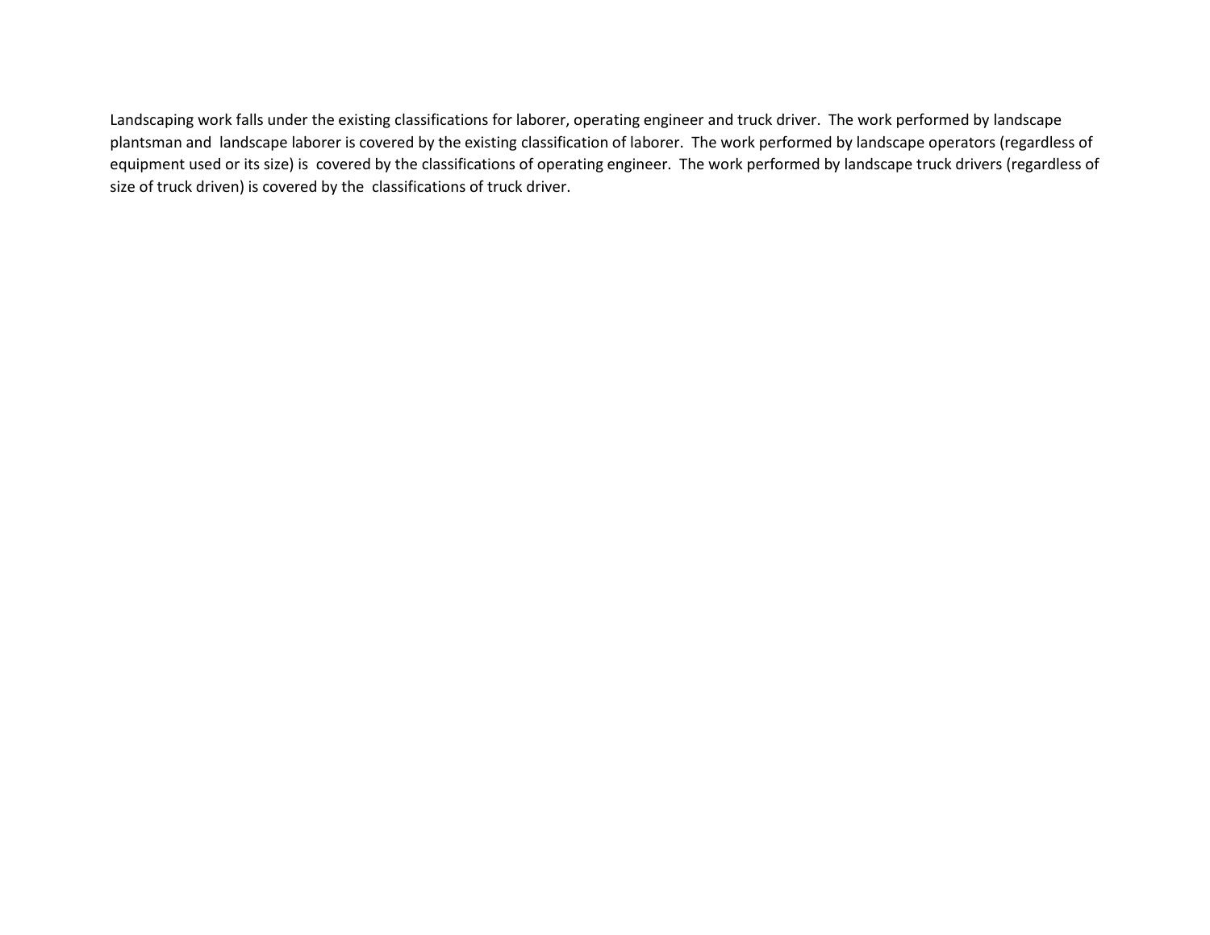Landscaping work falls under the existing classifications for laborer, operating engineer and truck driver. The work performed by landscape plantsman and landscape laborer is covered by the existing classification of laborer. The work performed by landscape operators (regardless of equipment used or its size) is covered by the classifications of operating engineer. The work performed by landscape truck drivers (regardless of size of truck driven) is covered by the classifications of truck driver.